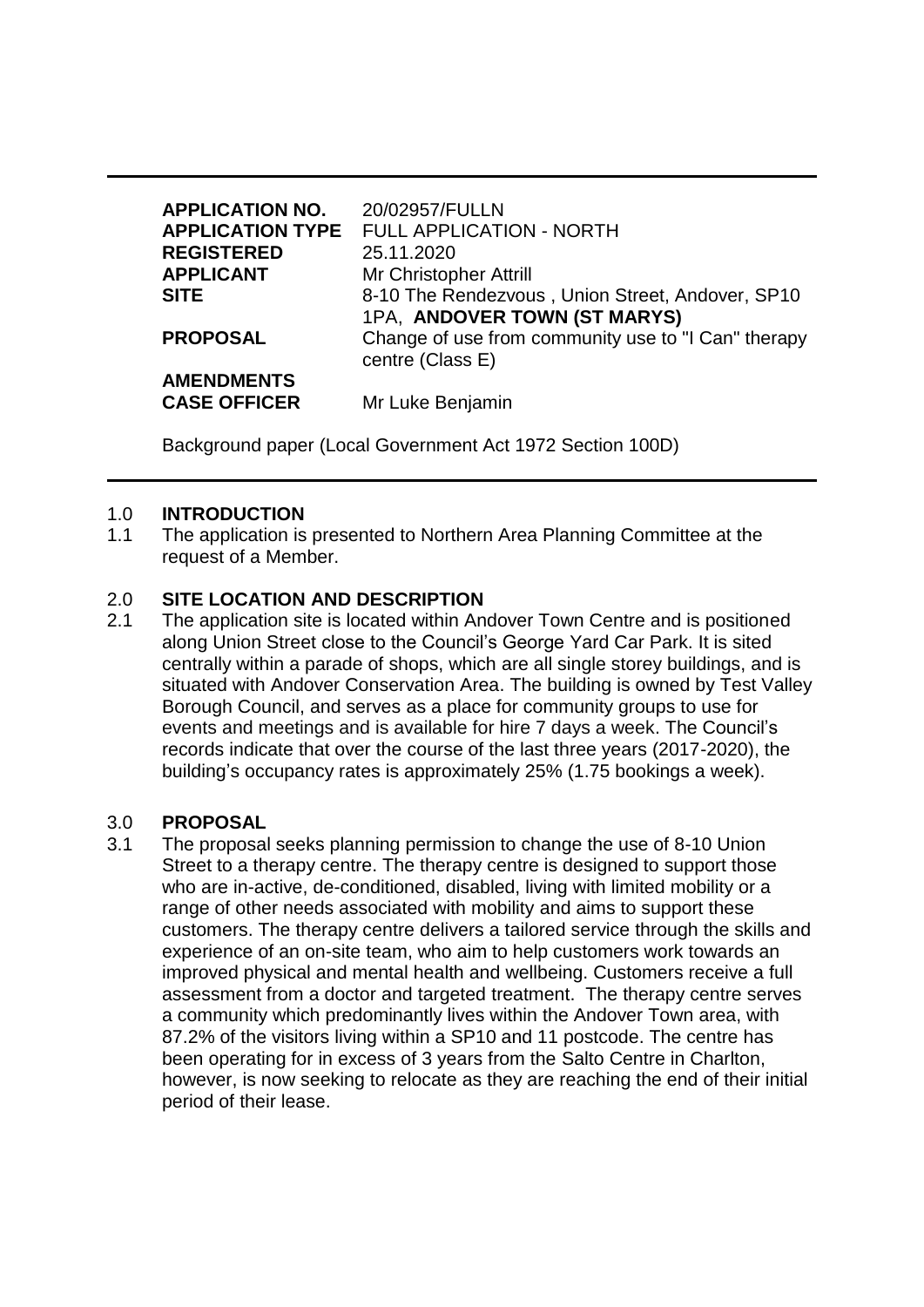| | |
|---|---|
| **APPLICATION NO.** | 20/02957/FULLN |
| **APPLICATION TYPE** | FULL APPLICATION - NORTH |
| **REGISTERED** | 25.11.2020 |
| **APPLICANT** | Mr Christopher Attrill |
| **SITE** | 8-10 The Rendezvous , Union Street, Andover, SP10 1PA, **ANDOVER TOWN (ST MARYS)** |
| **PROPOSAL** | Change of use from community use to "I Can" therapy centre (Class E) |
| **AMENDMENTS** | |
| **CASE OFFICER** | Mr Luke Benjamin |

Background paper (Local Government Act 1972 Section 100D)

## 1.0 INTRODUCTION

1.1 The application is presented to Northern Area Planning Committee at the request of a Member.

## 2.0 SITE LOCATION AND DESCRIPTION

2.1 The application site is located within Andover Town Centre and is positioned along Union Street close to the Council's George Yard Car Park. It is sited centrally within a parade of shops, which are all single storey buildings, and is situated with Andover Conservation Area. The building is owned by Test Valley Borough Council, and serves as a place for community groups to use for events and meetings and is available for hire 7 days a week. The Council's records indicate that over the course of the last three years (2017-2020), the building's occupancy rates is approximately 25% (1.75 bookings a week).

## 3.0 PROPOSAL

3.1 The proposal seeks planning permission to change the use of 8-10 Union Street to a therapy centre. The therapy centre is designed to support those who are in-active, de-conditioned, disabled, living with limited mobility or a range of other needs associated with mobility and aims to support these customers. The therapy centre delivers a tailored service through the skills and experience of an on-site team, who aim to help customers work towards an improved physical and mental health and wellbeing. Customers receive a full assessment from a doctor and targeted treatment. The therapy centre serves a community which predominantly lives within the Andover Town area, with 87.2% of the visitors living within a SP10 and 11 postcode. The centre has been operating for in excess of 3 years from the Salto Centre in Charlton, however, is now seeking to relocate as they are reaching the end of their initial period of their lease.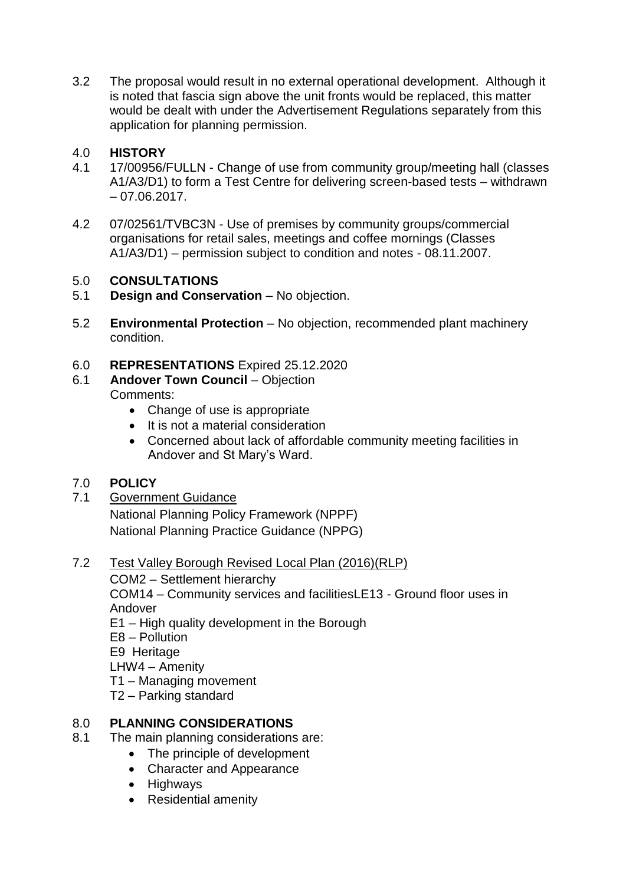3.2 The proposal would result in no external operational development. Although it is noted that fascia sign above the unit fronts would be replaced, this matter would be dealt with under the Advertisement Regulations separately from this application for planning permission.

## 4.0 HISTORY

4.1 17/00956/FULLN - Change of use from community group/meeting hall (classes A1/A3/D1) to form a Test Centre for delivering screen-based tests – withdrawn – 07.06.2017.

4.2 07/02561/TVBC3N - Use of premises by community groups/commercial organisations for retail sales, meetings and coffee mornings (Classes A1/A3/D1) – permission subject to condition and notes - 08.11.2007.

## 5.0 CONSULTATIONS

5.1 **Design and Conservation** – No objection.

5.2 **Environmental Protection** – No objection, recommended plant machinery condition.

## 6.0 REPRESENTATIONS Expired 25.12.2020

6.1 **Andover Town Council** – Objection

Comments:

- Change of use is appropriate
- It is not a material consideration
- Concerned about lack of affordable community meeting facilities in Andover and St Mary's Ward.

## 7.0 POLICY

7.1 Government Guidance

National Planning Policy Framework (NPPF)
National Planning Practice Guidance (NPPG)

7.2 Test Valley Borough Revised Local Plan (2016)(RLP)

COM2 – Settlement hierarchy
COM14 – Community services and facilitiesLE13 - Ground floor uses in Andover
E1 – High quality development in the Borough
E8 – Pollution
E9 Heritage
LHW4 – Amenity
T1 – Managing movement
T2 – Parking standard

## 8.0 PLANNING CONSIDERATIONS

8.1 The main planning considerations are:

- The principle of development
- Character and Appearance
- Highways
- Residential amenity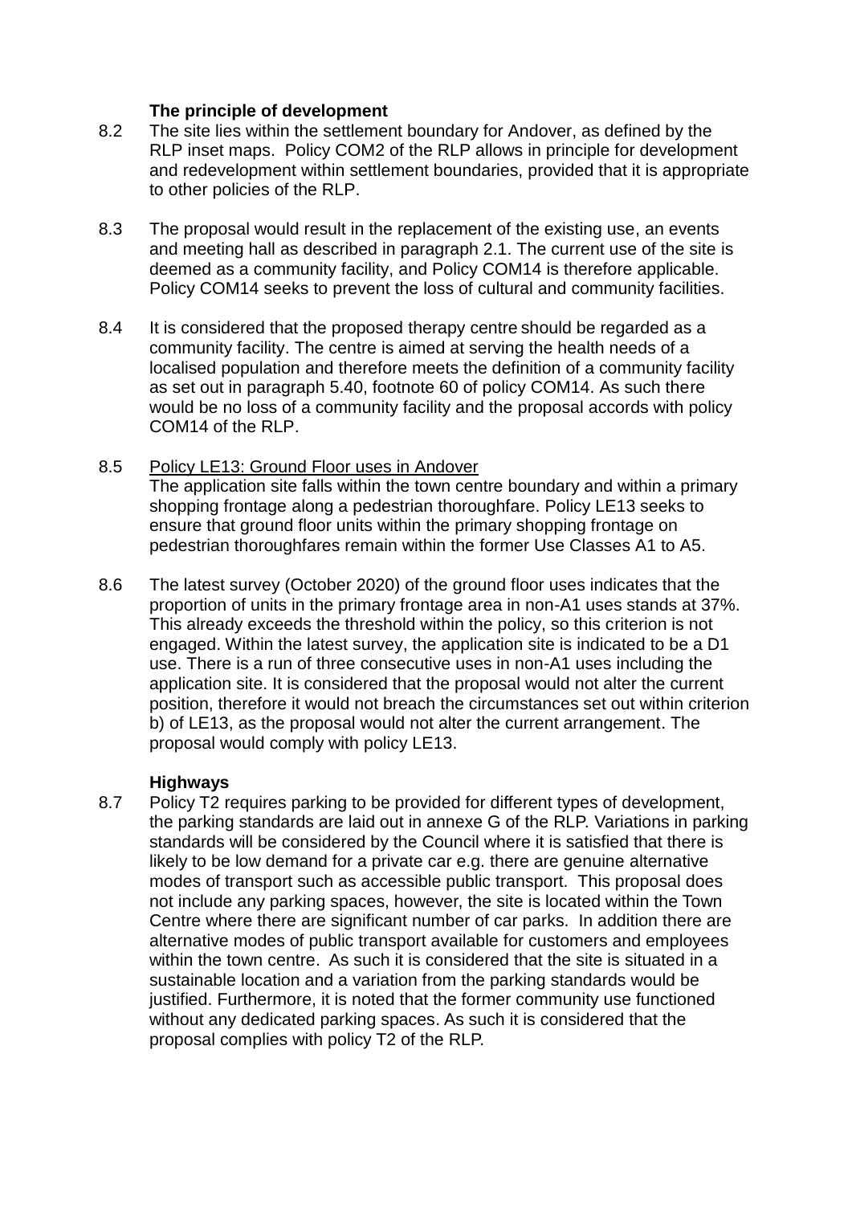**The principle of development**

8.2 The site lies within the settlement boundary for Andover, as defined by the RLP inset maps. Policy COM2 of the RLP allows in principle for development and redevelopment within settlement boundaries, provided that it is appropriate to other policies of the RLP.

8.3 The proposal would result in the replacement of the existing use, an events and meeting hall as described in paragraph 2.1. The current use of the site is deemed as a community facility, and Policy COM14 is therefore applicable. Policy COM14 seeks to prevent the loss of cultural and community facilities.

8.4 It is considered that the proposed therapy centre should be regarded as a community facility. The centre is aimed at serving the health needs of a localised population and therefore meets the definition of a community facility as set out in paragraph 5.40, footnote 60 of policy COM14. As such there would be no loss of a community facility and the proposal accords with policy COM14 of the RLP.

8.5 Policy LE13: Ground Floor uses in Andover
The application site falls within the town centre boundary and within a primary shopping frontage along a pedestrian thoroughfare. Policy LE13 seeks to ensure that ground floor units within the primary shopping frontage on pedestrian thoroughfares remain within the former Use Classes A1 to A5.

8.6 The latest survey (October 2020) of the ground floor uses indicates that the proportion of units in the primary frontage area in non-A1 uses stands at 37%. This already exceeds the threshold within the policy, so this criterion is not engaged. Within the latest survey, the application site is indicated to be a D1 use. There is a run of three consecutive uses in non-A1 uses including the application site. It is considered that the proposal would not alter the current position, therefore it would not breach the circumstances set out within criterion b) of LE13, as the proposal would not alter the current arrangement. The proposal would comply with policy LE13.

**Highways**

8.7 Policy T2 requires parking to be provided for different types of development, the parking standards are laid out in annexe G of the RLP. Variations in parking standards will be considered by the Council where it is satisfied that there is likely to be low demand for a private car e.g. there are genuine alternative modes of transport such as accessible public transport. This proposal does not include any parking spaces, however, the site is located within the Town Centre where there are significant number of car parks. In addition there are alternative modes of public transport available for customers and employees within the town centre. As such it is considered that the site is situated in a sustainable location and a variation from the parking standards would be justified. Furthermore, it is noted that the former community use functioned without any dedicated parking spaces. As such it is considered that the proposal complies with policy T2 of the RLP.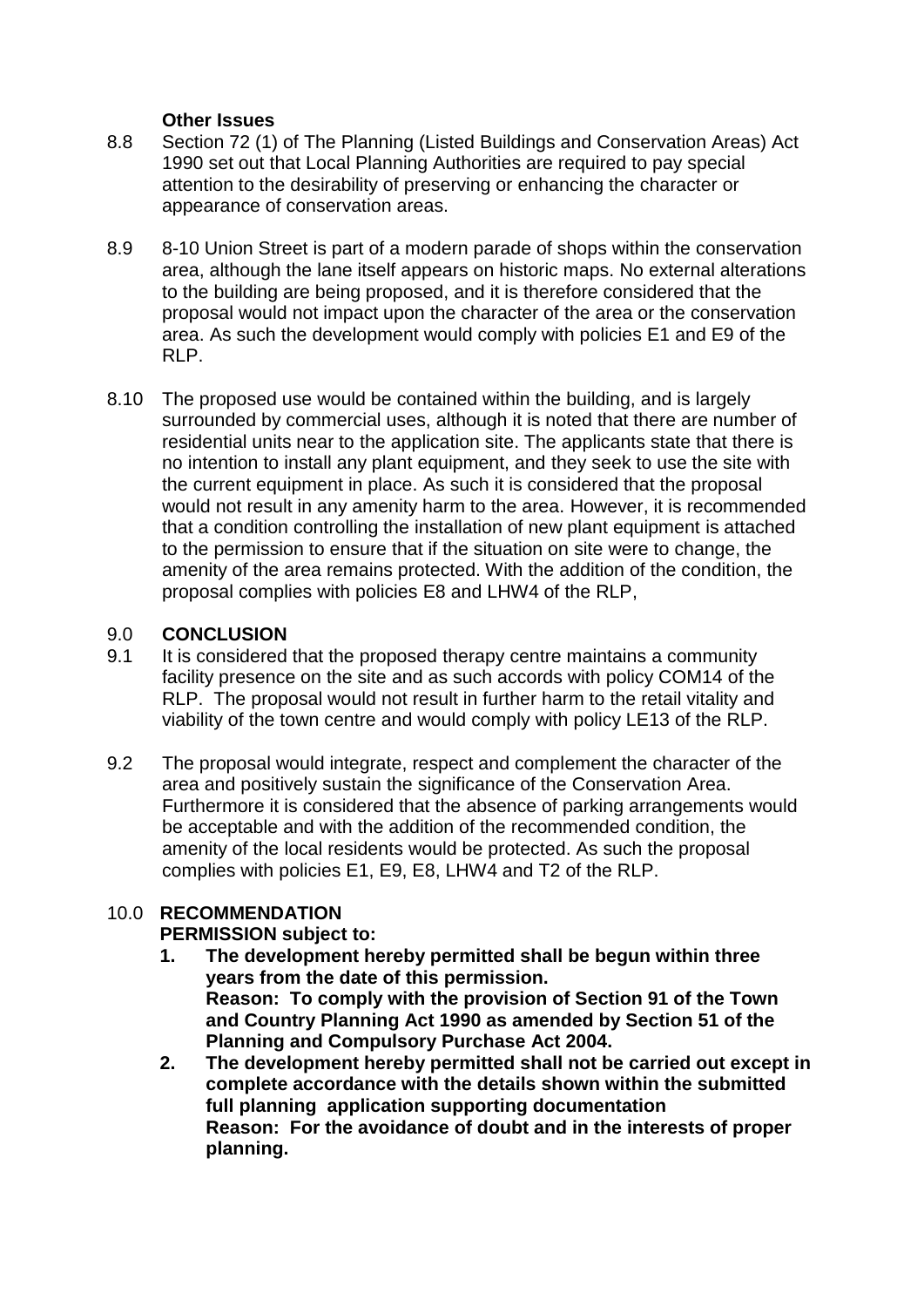**Other Issues**

8.8 Section 72 (1) of The Planning (Listed Buildings and Conservation Areas) Act 1990 set out that Local Planning Authorities are required to pay special attention to the desirability of preserving or enhancing the character or appearance of conservation areas.

8.9 8-10 Union Street is part of a modern parade of shops within the conservation area, although the lane itself appears on historic maps. No external alterations to the building are being proposed, and it is therefore considered that the proposal would not impact upon the character of the area or the conservation area. As such the development would comply with policies E1 and E9 of the RLP.

8.10 The proposed use would be contained within the building, and is largely surrounded by commercial uses, although it is noted that there are number of residential units near to the application site. The applicants state that there is no intention to install any plant equipment, and they seek to use the site with the current equipment in place. As such it is considered that the proposal would not result in any amenity harm to the area. However, it is recommended that a condition controlling the installation of new plant equipment is attached to the permission to ensure that if the situation on site were to change, the amenity of the area remains protected. With the addition of the condition, the proposal complies with policies E8 and LHW4 of the RLP,

## 9.0 CONCLUSION

9.1 It is considered that the proposed therapy centre maintains a community facility presence on the site and as such accords with policy COM14 of the RLP. The proposal would not result in further harm to the retail vitality and viability of the town centre and would comply with policy LE13 of the RLP.

9.2 The proposal would integrate, respect and complement the character of the area and positively sustain the significance of the Conservation Area. Furthermore it is considered that the absence of parking arrangements would be acceptable and with the addition of the recommended condition, the amenity of the local residents would be protected. As such the proposal complies with policies E1, E9, E8, LHW4 and T2 of the RLP.

## 10.0 RECOMMENDATION

**PERMISSION subject to:**

1. **The development hereby permitted shall be begun within three years from the date of this permission.**
   **Reason: To comply with the provision of Section 91 of the Town and Country Planning Act 1990 as amended by Section 51 of the Planning and Compulsory Purchase Act 2004.**
2. **The development hereby permitted shall not be carried out except in complete accordance with the details shown within the submitted full planning application supporting documentation**
   **Reason: For the avoidance of doubt and in the interests of proper planning.**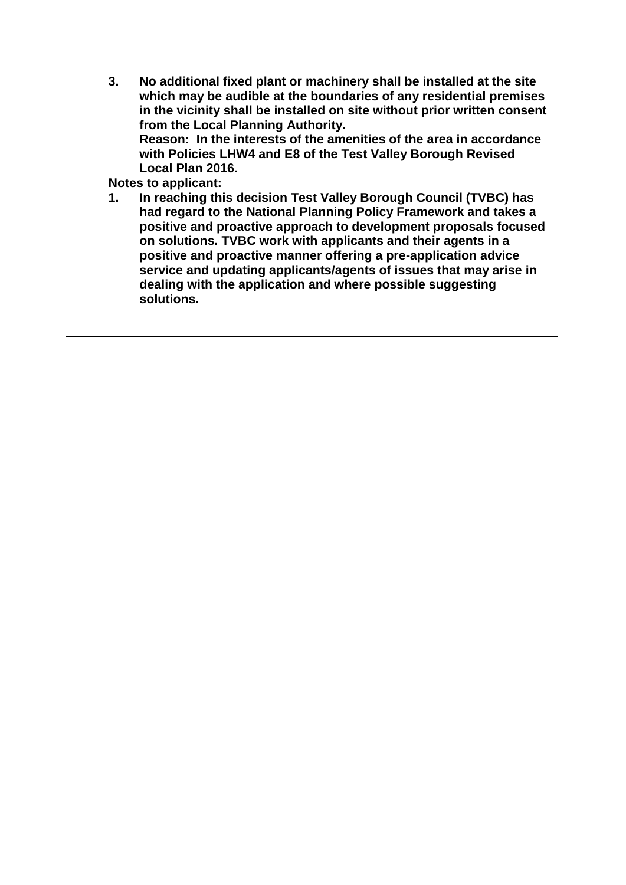3. **No additional fixed plant or machinery shall be installed at the site which may be audible at the boundaries of any residential premises in the vicinity shall be installed on site without prior written consent from the Local Planning Authority.**
   **Reason: In the interests of the amenities of the area in accordance with Policies LHW4 and E8 of the Test Valley Borough Revised Local Plan 2016.**

**Notes to applicant:**

1. **In reaching this decision Test Valley Borough Council (TVBC) has had regard to the National Planning Policy Framework and takes a positive and proactive approach to development proposals focused on solutions. TVBC work with applicants and their agents in a positive and proactive manner offering a pre-application advice service and updating applicants/agents of issues that may arise in dealing with the application and where possible suggesting solutions.**

---